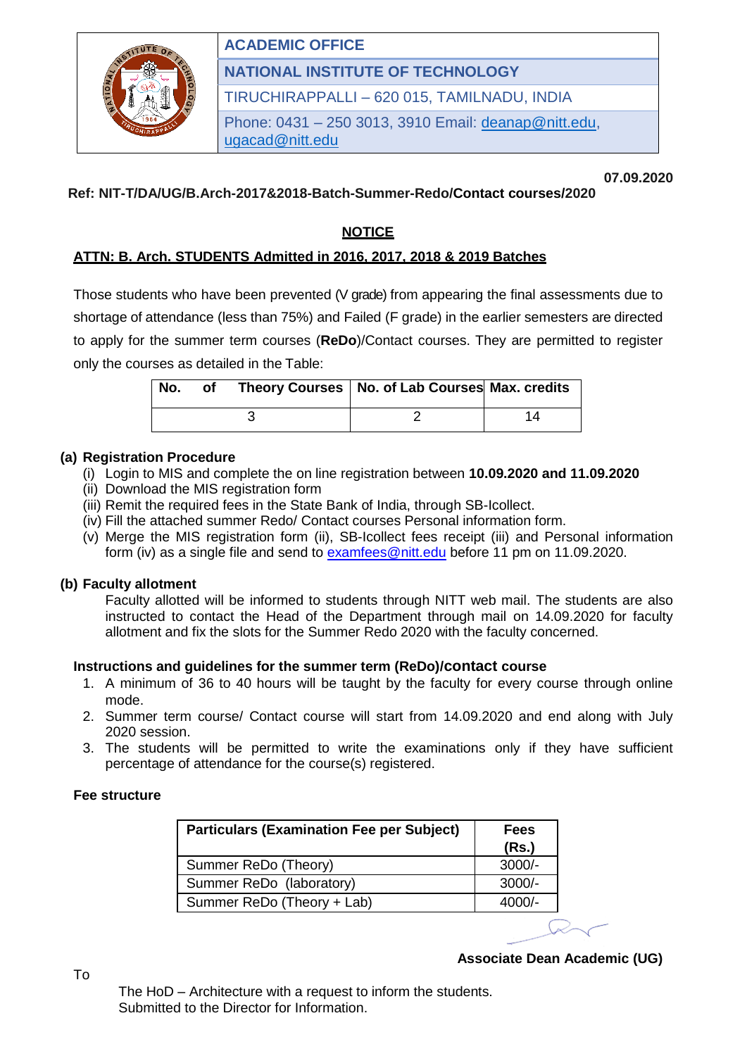**ACADEMIC OFFICE**

**NATIONAL INSTITUTE OF TECHNOLOGY**

TIRUCHIRAPPALLI – 620 015, TAMILNADU, INDIA

Phone: 0431 – 250 3013, 3910 Email: deanap@nitt.edu, ugacad@nitt.edu

**07.09.2020**

**Ref: NIT-T/DA/UG/B.Arch-2017&2018-Batch-Summer-Redo/Contact courses/2020**

## NOTICE

**ATTN: B. Arch. STUDENTS Admitted in 2016, 2017, 2018 & 2019 Batches**

Those students who have been prevented (V grade) from appearing the final assessments due to shortage of attendance (less than 75%) and Failed (F grade) in the earlier semesters are directed to apply for the summer term courses (**ReDo**)/Contact courses. They are permitted to register only the courses as detailed in the Table:

| No. of Theory Courses | No. of Lab Courses | Max. credits |
|---|---|---|
| 3 | 2 | 14 |

**(a) Registration Procedure**

- (i) Login to MIS and complete the on line registration between **10.09.2020 and 11.09.2020**
- (ii) Download the MIS registration form
- (iii) Remit the required fees in the State Bank of India, through SB-Icollect.
- (iv) Fill the attached summer Redo/ Contact courses Personal information form.
- (v) Merge the MIS registration form (ii), SB-Icollect fees receipt (iii) and Personal information form (iv) as a single file and send to examfees@nitt.edu before 11 pm on 11.09.2020.

**(b) Faculty allotment**

Faculty allotted will be informed to students through NITT web mail. The students are also instructed to contact the Head of the Department through mail on 14.09.2020 for faculty allotment and fix the slots for the Summer Redo 2020 with the faculty concerned.

**Instructions and guidelines for the summer term (ReDo)/contact course**

1. A minimum of 36 to 40 hours will be taught by the faculty for every course through online mode.
2. Summer term course/ Contact course will start from 14.09.2020 and end along with July 2020 session.
3. The students will be permitted to write the examinations only if they have sufficient percentage of attendance for the course(s) registered.

**Fee structure**

| Particulars (Examination Fee per Subject) | Fees (Rs.) |
|---|---|
| Summer ReDo (Theory) | 3000/- |
| Summer ReDo (laboratory) | 3000/- |
| Summer ReDo (Theory + Lab) | 4000/- |

**Associate Dean Academic (UG)**

To

The HoD – Architecture with a request to inform the students.
Submitted to the Director for Information.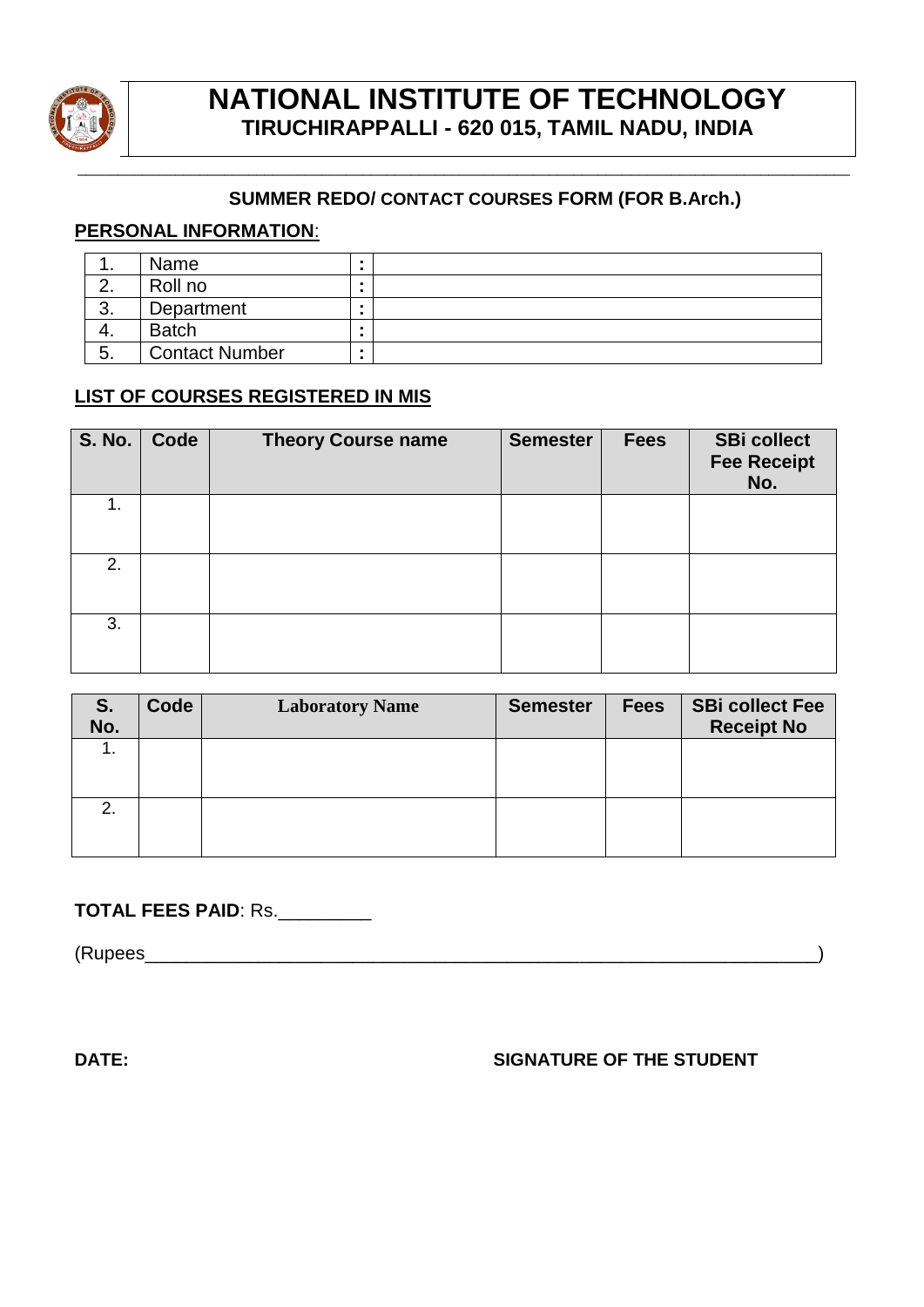# NATIONAL INSTITUTE OF TECHNOLOGY

## TIRUCHIRAPPALLI - 620 015, TAMIL NADU, INDIA

### SUMMER REDO/ CONTACT COURSES FORM (FOR B.Arch.)

**PERSONAL INFORMATION**:

| | | | |
|---|---|---|---|
| 1. | Name | : | |
| 2. | Roll no | : | |
| 3. | Department | : | |
| 4. | Batch | : | |
| 5. | Contact Number | : | |

**LIST OF COURSES REGISTERED IN MIS**

| S. No. | Code | Theory Course name | Semester | Fees | SBi collect Fee Receipt No. |
|---|---|---|---|---|---|
| 1. | | | | | |
| 2. | | | | | |
| 3. | | | | | |

| S. No. | Code | Laboratory Name | Semester | Fees | SBi collect Fee Receipt No |
|---|---|---|---|---|---|
| 1. | | | | | |
| 2. | | | | | |

**TOTAL FEES PAID**: Rs.\_\_\_\_\_\_\_\_\_

(Rupees\_\_\_\_\_\_\_\_\_\_\_\_\_\_\_\_\_\_\_\_\_\_\_\_\_\_\_\_\_\_\_\_\_\_\_\_\_\_\_\_\_\_\_\_\_\_\_\_\_\_\_\_\_\_\_\_\_\_\_\_\_\_\_\_\_\_)

**DATE:** **SIGNATURE OF THE STUDENT**